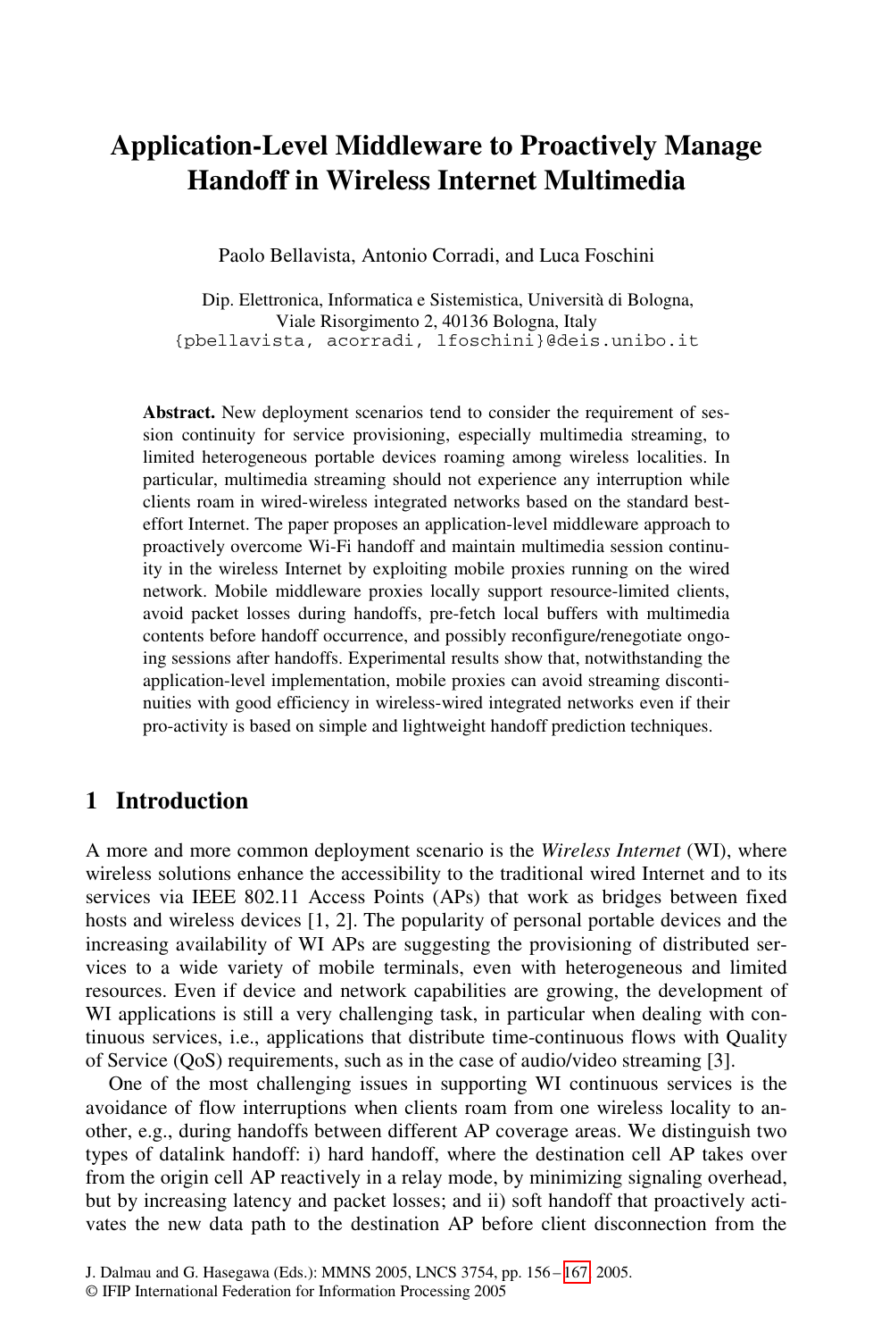# Application-Level Middleware to Proactively Manage Handoff in Wireless Internet Multimedia

Paolo Bellavista, Antonio Corradi, and Luca Foschini

Dip. Elettronica, Informatica e Sistemistica, Università di Bologna,
Viale Risorgimento 2, 40136 Bologna, Italy
{pbellavista, acorradi, lfoschini}@deis.unibo.it

**Abstract.** New deployment scenarios tend to consider the requirement of session continuity for service provisioning, especially multimedia streaming, to limited heterogeneous portable devices roaming among wireless localities. In particular, multimedia streaming should not experience any interruption while clients roam in wired-wireless integrated networks based on the standard best-effort Internet. The paper proposes an application-level middleware approach to proactively overcome Wi-Fi handoff and maintain multimedia session continuity in the wireless Internet by exploiting mobile proxies running on the wired network. Mobile middleware proxies locally support resource-limited clients, avoid packet losses during handoffs, pre-fetch local buffers with multimedia contents before handoff occurrence, and possibly reconfigure/renegotiate ongoing sessions after handoffs. Experimental results show that, notwithstanding the application-level implementation, mobile proxies can avoid streaming discontinuities with good efficiency in wireless-wired integrated networks even if their pro-activity is based on simple and lightweight handoff prediction techniques.

## 1 Introduction

A more and more common deployment scenario is the *Wireless Internet* (WI), where wireless solutions enhance the accessibility to the traditional wired Internet and to its services via IEEE 802.11 Access Points (APs) that work as bridges between fixed hosts and wireless devices [1, 2]. The popularity of personal portable devices and the increasing availability of WI APs are suggesting the provisioning of distributed services to a wide variety of mobile terminals, even with heterogeneous and limited resources. Even if device and network capabilities are growing, the development of WI applications is still a very challenging task, in particular when dealing with continuous services, i.e., applications that distribute time-continuous flows with Quality of Service (QoS) requirements, such as in the case of audio/video streaming [3].

One of the most challenging issues in supporting WI continuous services is the avoidance of flow interruptions when clients roam from one wireless locality to another, e.g., during handoffs between different AP coverage areas. We distinguish two types of datalink handoff: i) hard handoff, where the destination cell AP takes over from the origin cell AP reactively in a relay mode, by minimizing signaling overhead, but by increasing latency and packet losses; and ii) soft handoff that proactively activates the new data path to the destination AP before client disconnection from the

J. Dalmau and G. Hasegawa (Eds.): MMNS 2005, LNCS 3754, pp. 156 – 167, 2005.
© IFIP International Federation for Information Processing 2005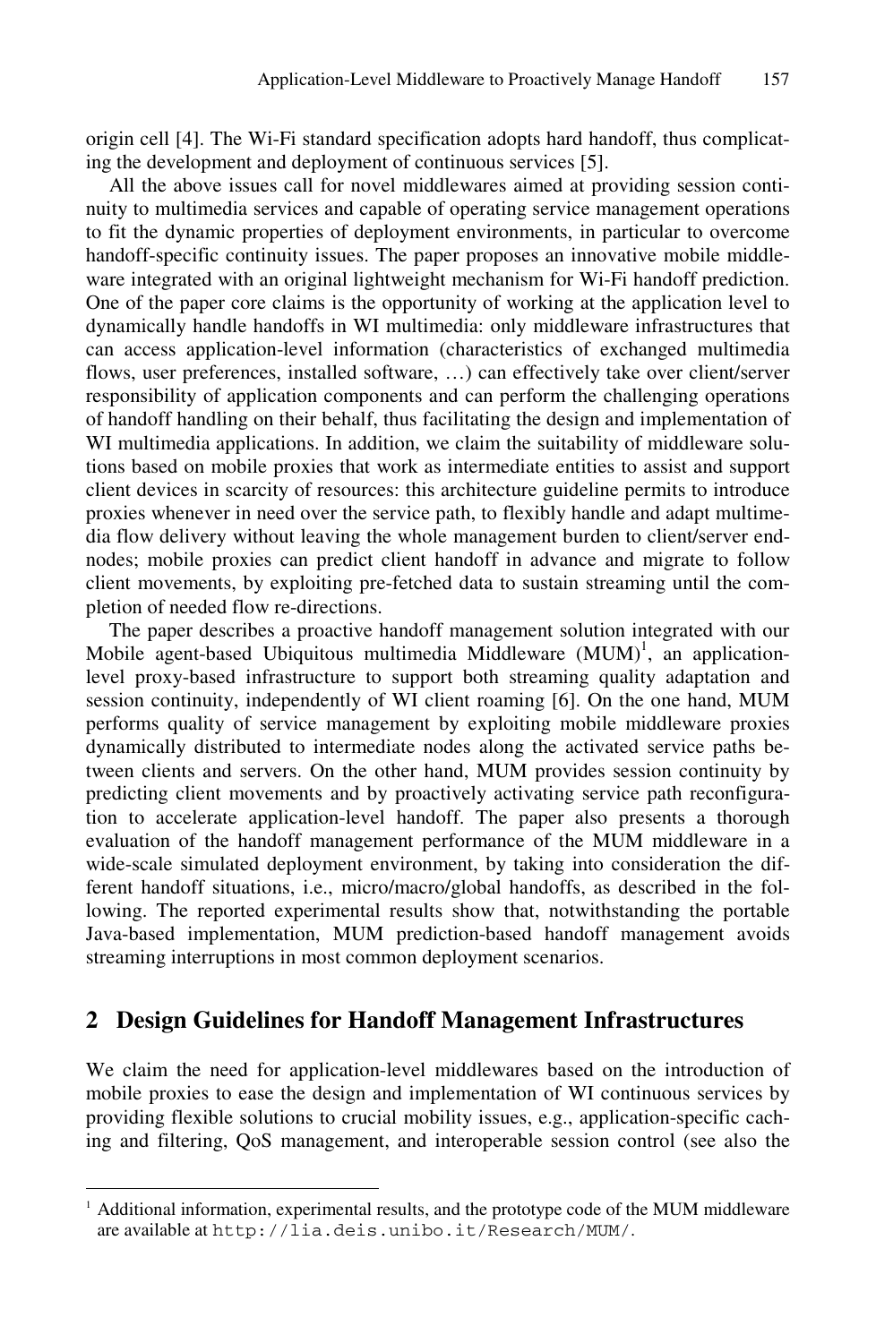origin cell [4]. The Wi-Fi standard specification adopts hard handoff, thus complicating the development and deployment of continuous services [5].

All the above issues call for novel middlewares aimed at providing session continuity to multimedia services and capable of operating service management operations to fit the dynamic properties of deployment environments, in particular to overcome handoff-specific continuity issues. The paper proposes an innovative mobile middleware integrated with an original lightweight mechanism for Wi-Fi handoff prediction. One of the paper core claims is the opportunity of working at the application level to dynamically handle handoffs in WI multimedia: only middleware infrastructures that can access application-level information (characteristics of exchanged multimedia flows, user preferences, installed software, …) can effectively take over client/server responsibility of application components and can perform the challenging operations of handoff handling on their behalf, thus facilitating the design and implementation of WI multimedia applications. In addition, we claim the suitability of middleware solutions based on mobile proxies that work as intermediate entities to assist and support client devices in scarcity of resources: this architecture guideline permits to introduce proxies whenever in need over the service path, to flexibly handle and adapt multimedia flow delivery without leaving the whole management burden to client/server end-nodes; mobile proxies can predict client handoff in advance and migrate to follow client movements, by exploiting pre-fetched data to sustain streaming until the completion of needed flow re-directions.

The paper describes a proactive handoff management solution integrated with our Mobile agent-based Ubiquitous multimedia Middleware (MUM)[1], an application-level proxy-based infrastructure to support both streaming quality adaptation and session continuity, independently of WI client roaming [6]. On the one hand, MUM performs quality of service management by exploiting mobile middleware proxies dynamically distributed to intermediate nodes along the activated service paths between clients and servers. On the other hand, MUM provides session continuity by predicting client movements and by proactively activating service path reconfiguration to accelerate application-level handoff. The paper also presents a thorough evaluation of the handoff management performance of the MUM middleware in a wide-scale simulated deployment environment, by taking into consideration the different handoff situations, i.e., micro/macro/global handoffs, as described in the following. The reported experimental results show that, notwithstanding the portable Java-based implementation, MUM prediction-based handoff management avoids streaming interruptions in most common deployment scenarios.

## 2 Design Guidelines for Handoff Management Infrastructures

We claim the need for application-level middlewares based on the introduction of mobile proxies to ease the design and implementation of WI continuous services by providing flexible solutions to crucial mobility issues, e.g., application-specific caching and filtering, QoS management, and interoperable session control (see also the

[1] Additional information, experimental results, and the prototype code of the MUM middleware are available at `http://lia.deis.unibo.it/Research/MUM/`.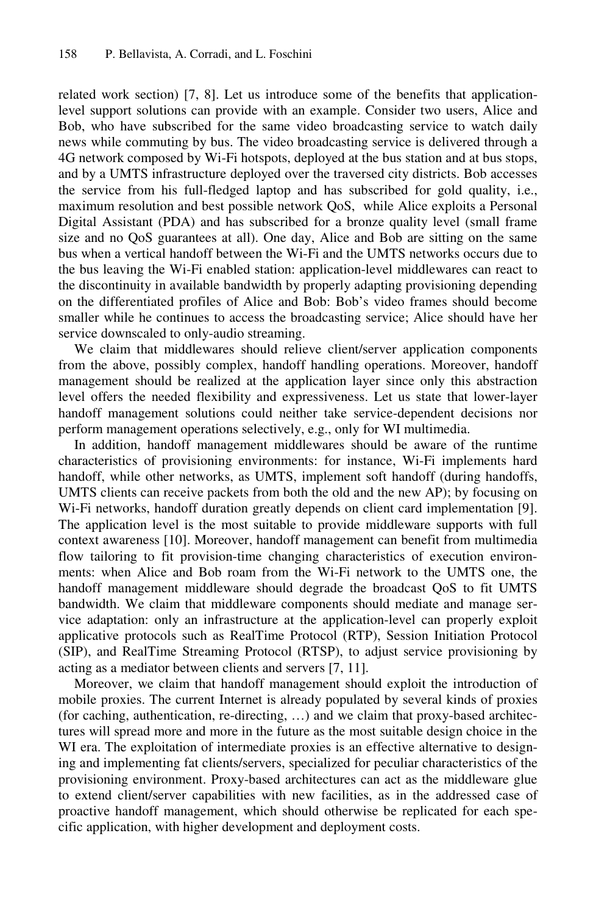related work section) [7, 8]. Let us introduce some of the benefits that application-level support solutions can provide with an example. Consider two users, Alice and Bob, who have subscribed for the same video broadcasting service to watch daily news while commuting by bus. The video broadcasting service is delivered through a 4G network composed by Wi-Fi hotspots, deployed at the bus station and at bus stops, and by a UMTS infrastructure deployed over the traversed city districts. Bob accesses the service from his full-fledged laptop and has subscribed for gold quality, i.e., maximum resolution and best possible network QoS, while Alice exploits a Personal Digital Assistant (PDA) and has subscribed for a bronze quality level (small frame size and no QoS guarantees at all). One day, Alice and Bob are sitting on the same bus when a vertical handoff between the Wi-Fi and the UMTS networks occurs due to the bus leaving the Wi-Fi enabled station: application-level middlewares can react to the discontinuity in available bandwidth by properly adapting provisioning depending on the differentiated profiles of Alice and Bob: Bob's video frames should become smaller while he continues to access the broadcasting service; Alice should have her service downscaled to only-audio streaming.

We claim that middlewares should relieve client/server application components from the above, possibly complex, handoff handling operations. Moreover, handoff management should be realized at the application layer since only this abstraction level offers the needed flexibility and expressiveness. Let us state that lower-layer handoff management solutions could neither take service-dependent decisions nor perform management operations selectively, e.g., only for WI multimedia.

In addition, handoff management middlewares should be aware of the runtime characteristics of provisioning environments: for instance, Wi-Fi implements hard handoff, while other networks, as UMTS, implement soft handoff (during handoffs, UMTS clients can receive packets from both the old and the new AP); by focusing on Wi-Fi networks, handoff duration greatly depends on client card implementation [9]. The application level is the most suitable to provide middleware supports with full context awareness [10]. Moreover, handoff management can benefit from multimedia flow tailoring to fit provision-time changing characteristics of execution environments: when Alice and Bob roam from the Wi-Fi network to the UMTS one, the handoff management middleware should degrade the broadcast QoS to fit UMTS bandwidth. We claim that middleware components should mediate and manage service adaptation: only an infrastructure at the application-level can properly exploit applicative protocols such as RealTime Protocol (RTP), Session Initiation Protocol (SIP), and RealTime Streaming Protocol (RTSP), to adjust service provisioning by acting as a mediator between clients and servers [7, 11].

Moreover, we claim that handoff management should exploit the introduction of mobile proxies. The current Internet is already populated by several kinds of proxies (for caching, authentication, re-directing, …) and we claim that proxy-based architectures will spread more and more in the future as the most suitable design choice in the WI era. The exploitation of intermediate proxies is an effective alternative to designing and implementing fat clients/servers, specialized for peculiar characteristics of the provisioning environment. Proxy-based architectures can act as the middleware glue to extend client/server capabilities with new facilities, as in the addressed case of proactive handoff management, which should otherwise be replicated for each specific application, with higher development and deployment costs.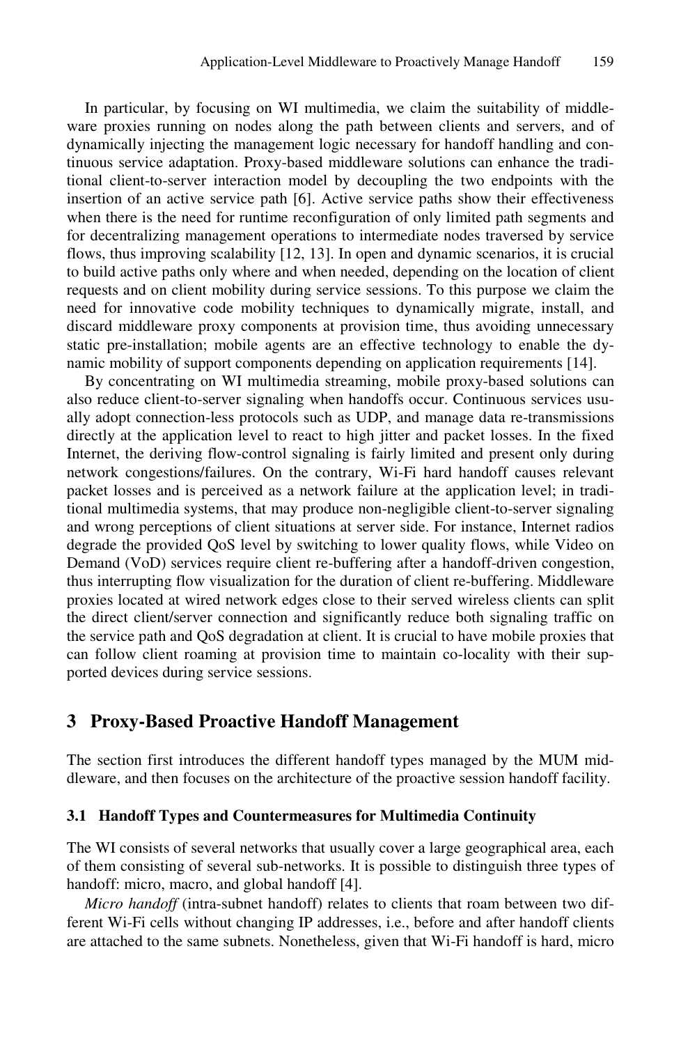In particular, by focusing on WI multimedia, we claim the suitability of middleware proxies running on nodes along the path between clients and servers, and of dynamically injecting the management logic necessary for handoff handling and continuous service adaptation. Proxy-based middleware solutions can enhance the traditional client-to-server interaction model by decoupling the two endpoints with the insertion of an active service path [6]. Active service paths show their effectiveness when there is the need for runtime reconfiguration of only limited path segments and for decentralizing management operations to intermediate nodes traversed by service flows, thus improving scalability [12, 13]. In open and dynamic scenarios, it is crucial to build active paths only where and when needed, depending on the location of client requests and on client mobility during service sessions. To this purpose we claim the need for innovative code mobility techniques to dynamically migrate, install, and discard middleware proxy components at provision time, thus avoiding unnecessary static pre-installation; mobile agents are an effective technology to enable the dynamic mobility of support components depending on application requirements [14].

By concentrating on WI multimedia streaming, mobile proxy-based solutions can also reduce client-to-server signaling when handoffs occur. Continuous services usually adopt connection-less protocols such as UDP, and manage data re-transmissions directly at the application level to react to high jitter and packet losses. In the fixed Internet, the deriving flow-control signaling is fairly limited and present only during network congestions/failures. On the contrary, Wi-Fi hard handoff causes relevant packet losses and is perceived as a network failure at the application level; in traditional multimedia systems, that may produce non-negligible client-to-server signaling and wrong perceptions of client situations at server side. For instance, Internet radios degrade the provided QoS level by switching to lower quality flows, while Video on Demand (VoD) services require client re-buffering after a handoff-driven congestion, thus interrupting flow visualization for the duration of client re-buffering. Middleware proxies located at wired network edges close to their served wireless clients can split the direct client/server connection and significantly reduce both signaling traffic on the service path and QoS degradation at client. It is crucial to have mobile proxies that can follow client roaming at provision time to maintain co-locality with their supported devices during service sessions.

## 3 Proxy-Based Proactive Handoff Management

The section first introduces the different handoff types managed by the MUM middleware, and then focuses on the architecture of the proactive session handoff facility.

### 3.1 Handoff Types and Countermeasures for Multimedia Continuity

The WI consists of several networks that usually cover a large geographical area, each of them consisting of several sub-networks. It is possible to distinguish three types of handoff: micro, macro, and global handoff [4].

*Micro handoff* (intra-subnet handoff) relates to clients that roam between two different Wi-Fi cells without changing IP addresses, i.e., before and after handoff clients are attached to the same subnets. Nonetheless, given that Wi-Fi handoff is hard, micro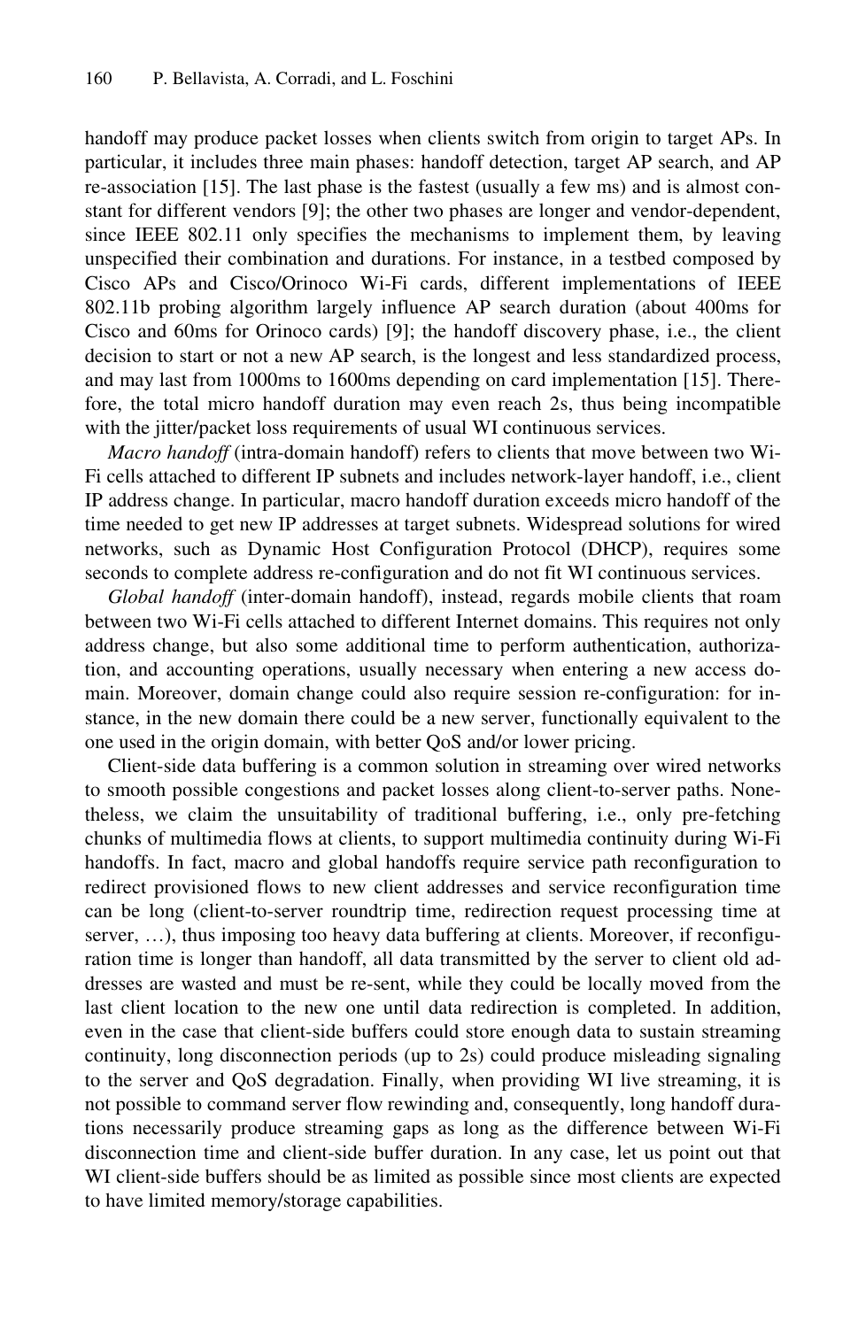handoff may produce packet losses when clients switch from origin to target APs. In particular, it includes three main phases: handoff detection, target AP search, and AP re-association [15]. The last phase is the fastest (usually a few ms) and is almost constant for different vendors [9]; the other two phases are longer and vendor-dependent, since IEEE 802.11 only specifies the mechanisms to implement them, by leaving unspecified their combination and durations. For instance, in a testbed composed by Cisco APs and Cisco/Orinoco Wi-Fi cards, different implementations of IEEE 802.11b probing algorithm largely influence AP search duration (about 400ms for Cisco and 60ms for Orinoco cards) [9]; the handoff discovery phase, i.e., the client decision to start or not a new AP search, is the longest and less standardized process, and may last from 1000ms to 1600ms depending on card implementation [15]. Therefore, the total micro handoff duration may even reach 2s, thus being incompatible with the jitter/packet loss requirements of usual WI continuous services.

*Macro handoff* (intra-domain handoff) refers to clients that move between two Wi-Fi cells attached to different IP subnets and includes network-layer handoff, i.e., client IP address change. In particular, macro handoff duration exceeds micro handoff of the time needed to get new IP addresses at target subnets. Widespread solutions for wired networks, such as Dynamic Host Configuration Protocol (DHCP), requires some seconds to complete address re-configuration and do not fit WI continuous services.

*Global handoff* (inter-domain handoff), instead, regards mobile clients that roam between two Wi-Fi cells attached to different Internet domains. This requires not only address change, but also some additional time to perform authentication, authorization, and accounting operations, usually necessary when entering a new access domain. Moreover, domain change could also require session re-configuration: for instance, in the new domain there could be a new server, functionally equivalent to the one used in the origin domain, with better QoS and/or lower pricing.

Client-side data buffering is a common solution in streaming over wired networks to smooth possible congestions and packet losses along client-to-server paths. Nonetheless, we claim the unsuitability of traditional buffering, i.e., only pre-fetching chunks of multimedia flows at clients, to support multimedia continuity during Wi-Fi handoffs. In fact, macro and global handoffs require service path reconfiguration to redirect provisioned flows to new client addresses and service reconfiguration time can be long (client-to-server roundtrip time, redirection request processing time at server, …), thus imposing too heavy data buffering at clients. Moreover, if reconfiguration time is longer than handoff, all data transmitted by the server to client old addresses are wasted and must be re-sent, while they could be locally moved from the last client location to the new one until data redirection is completed. In addition, even in the case that client-side buffers could store enough data to sustain streaming continuity, long disconnection periods (up to 2s) could produce misleading signaling to the server and QoS degradation. Finally, when providing WI live streaming, it is not possible to command server flow rewinding and, consequently, long handoff durations necessarily produce streaming gaps as long as the difference between Wi-Fi disconnection time and client-side buffer duration. In any case, let us point out that WI client-side buffers should be as limited as possible since most clients are expected to have limited memory/storage capabilities.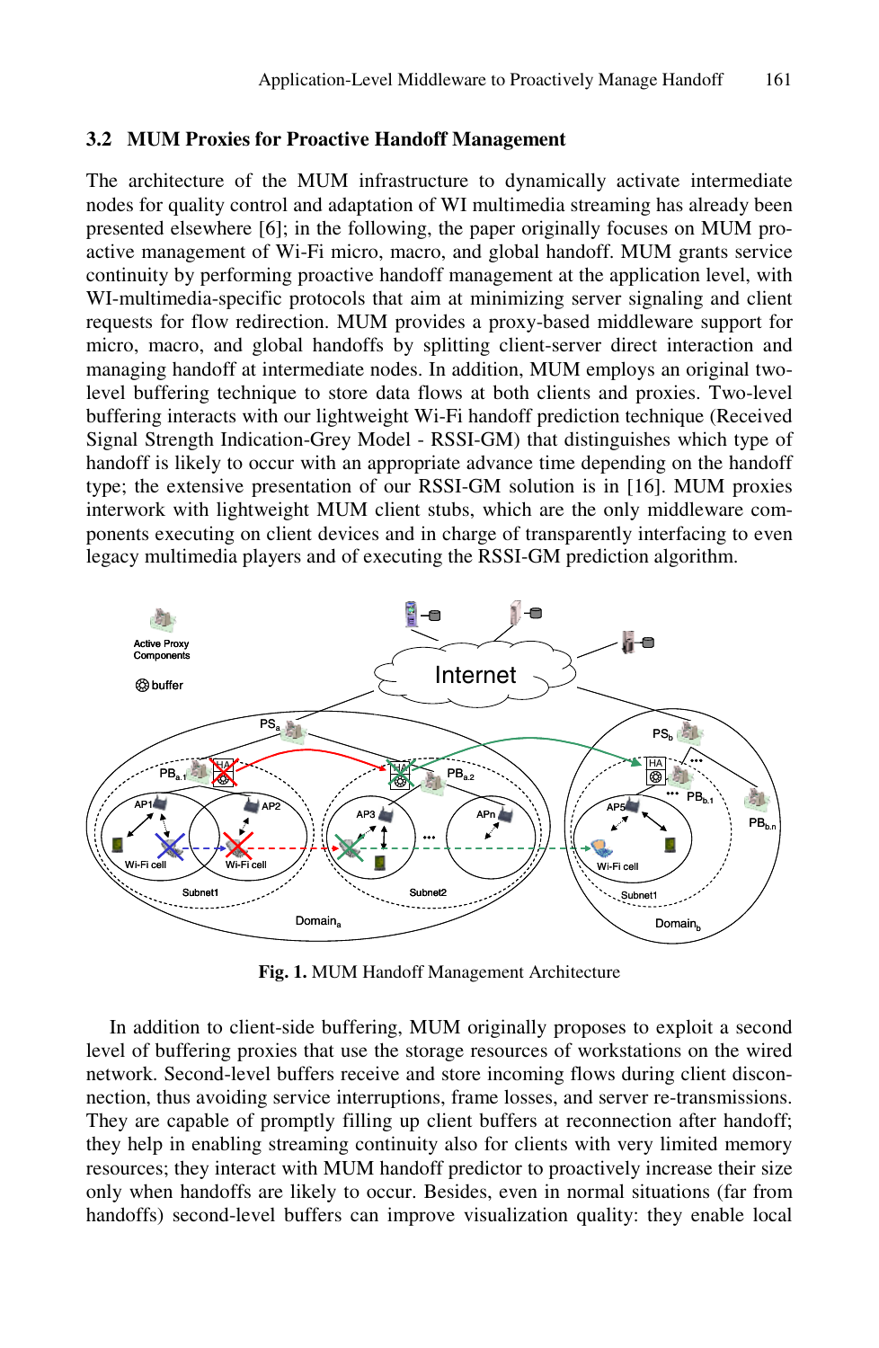### 3.2 MUM Proxies for Proactive Handoff Management

The architecture of the MUM infrastructure to dynamically activate intermediate nodes for quality control and adaptation of WI multimedia streaming has already been presented elsewhere [6]; in the following, the paper originally focuses on MUM proactive management of Wi-Fi micro, macro, and global handoff. MUM grants service continuity by performing proactive handoff management at the application level, with WI-multimedia-specific protocols that aim at minimizing server signaling and client requests for flow redirection. MUM provides a proxy-based middleware support for micro, macro, and global handoffs by splitting client-server direct interaction and managing handoff at intermediate nodes. In addition, MUM employs an original two-level buffering technique to store data flows at both clients and proxies. Two-level buffering interacts with our lightweight Wi-Fi handoff prediction technique (Received Signal Strength Indication-Grey Model - RSSI-GM) that distinguishes which type of handoff is likely to occur with an appropriate advance time depending on the handoff type; the extensive presentation of our RSSI-GM solution is in [16]. MUM proxies interwork with lightweight MUM client stubs, which are the only middleware components executing on client devices and in charge of transparently interfacing to even legacy multimedia players and of executing the RSSI-GM prediction algorithm.

**Fig. 1.** MUM Handoff Management Architecture

In addition to client-side buffering, MUM originally proposes to exploit a second level of buffering proxies that use the storage resources of workstations on the wired network. Second-level buffers receive and store incoming flows during client disconnection, thus avoiding service interruptions, frame losses, and server re-transmissions. They are capable of promptly filling up client buffers at reconnection after handoff; they help in enabling streaming continuity also for clients with very limited memory resources; they interact with MUM handoff predictor to proactively increase their size only when handoffs are likely to occur. Besides, even in normal situations (far from handoffs) second-level buffers can improve visualization quality: they enable local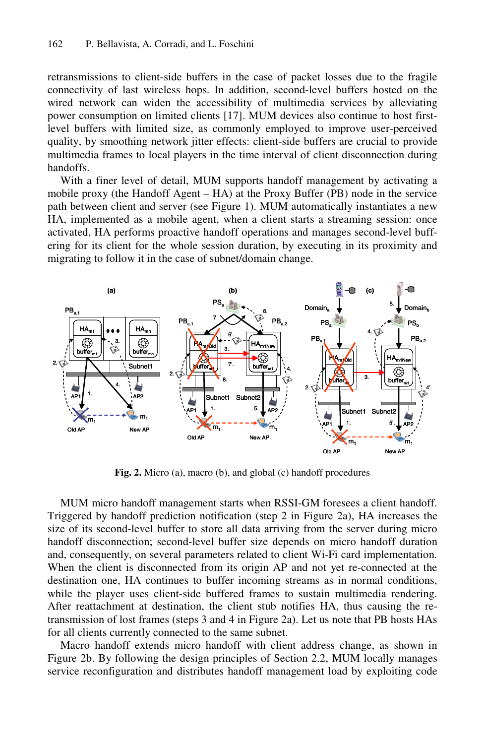retransmissions to client-side buffers in the case of packet losses due to the fragile connectivity of last wireless hops. In addition, second-level buffers hosted on the wired network can widen the accessibility of multimedia services by alleviating power consumption on limited clients [17]. MUM devices also continue to host first-level buffers with limited size, as commonly employed to improve user-perceived quality, by smoothing network jitter effects: client-side buffers are crucial to provide multimedia frames to local players in the time interval of client disconnection during handoffs.

With a finer level of detail, MUM supports handoff management by activating a mobile proxy (the Handoff Agent – HA) at the Proxy Buffer (PB) node in the service path between client and server (see Figure 1). MUM automatically instantiates a new HA, implemented as a mobile agent, when a client starts a streaming session: once activated, HA performs proactive handoff operations and manages second-level buffering for its client for the whole session duration, by executing in its proximity and migrating to follow it in the case of subnet/domain change.

**Fig. 2.** Micro (a), macro (b), and global (c) handoff procedures

MUM micro handoff management starts when RSSI-GM foresees a client handoff. Triggered by handoff prediction notification (step 2 in Figure 2a), HA increases the size of its second-level buffer to store all data arriving from the server during micro handoff disconnection; second-level buffer size depends on micro handoff duration and, consequently, on several parameters related to client Wi-Fi card implementation. When the client is disconnected from its origin AP and not yet re-connected at the destination one, HA continues to buffer incoming streams as in normal conditions, while the player uses client-side buffered frames to sustain multimedia rendering. After reattachment at destination, the client stub notifies HA, thus causing the retransmission of lost frames (steps 3 and 4 in Figure 2a). Let us note that PB hosts HAs for all clients currently connected to the same subnet.

Macro handoff extends micro handoff with client address change, as shown in Figure 2b. By following the design principles of Section 2.2, MUM locally manages service reconfiguration and distributes handoff management load by exploiting code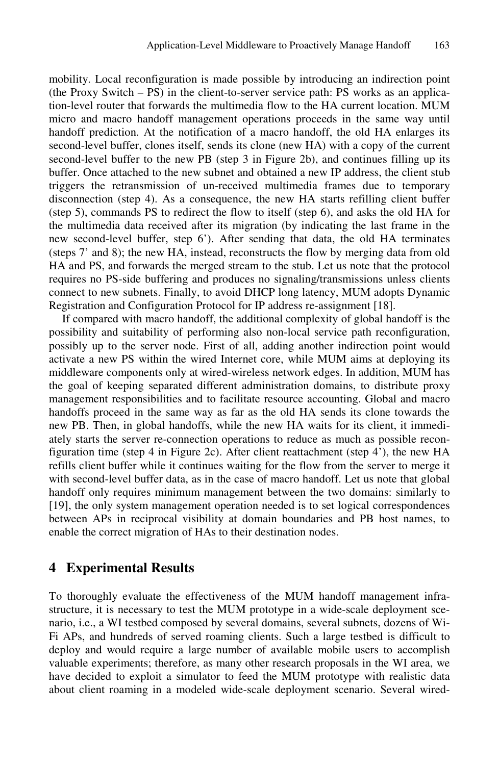mobility. Local reconfiguration is made possible by introducing an indirection point (the Proxy Switch – PS) in the client-to-server service path: PS works as an application-level router that forwards the multimedia flow to the HA current location. MUM micro and macro handoff management operations proceeds in the same way until handoff prediction. At the notification of a macro handoff, the old HA enlarges its second-level buffer, clones itself, sends its clone (new HA) with a copy of the current second-level buffer to the new PB (step 3 in Figure 2b), and continues filling up its buffer. Once attached to the new subnet and obtained a new IP address, the client stub triggers the retransmission of un-received multimedia frames due to temporary disconnection (step 4). As a consequence, the new HA starts refilling client buffer (step 5), commands PS to redirect the flow to itself (step 6), and asks the old HA for the multimedia data received after its migration (by indicating the last frame in the new second-level buffer, step 6'). After sending that data, the old HA terminates (steps 7' and 8); the new HA, instead, reconstructs the flow by merging data from old HA and PS, and forwards the merged stream to the stub. Let us note that the protocol requires no PS-side buffering and produces no signaling/transmissions unless clients connect to new subnets. Finally, to avoid DHCP long latency, MUM adopts Dynamic Registration and Configuration Protocol for IP address re-assignment [18].

If compared with macro handoff, the additional complexity of global handoff is the possibility and suitability of performing also non-local service path reconfiguration, possibly up to the server node. First of all, adding another indirection point would activate a new PS within the wired Internet core, while MUM aims at deploying its middleware components only at wired-wireless network edges. In addition, MUM has the goal of keeping separated different administration domains, to distribute proxy management responsibilities and to facilitate resource accounting. Global and macro handoffs proceed in the same way as far as the old HA sends its clone towards the new PB. Then, in global handoffs, while the new HA waits for its client, it immediately starts the server re-connection operations to reduce as much as possible reconfiguration time (step 4 in Figure 2c). After client reattachment (step 4'), the new HA refills client buffer while it continues waiting for the flow from the server to merge it with second-level buffer data, as in the case of macro handoff. Let us note that global handoff only requires minimum management between the two domains: similarly to [19], the only system management operation needed is to set logical correspondences between APs in reciprocal visibility at domain boundaries and PB host names, to enable the correct migration of HAs to their destination nodes.

## 4 Experimental Results

To thoroughly evaluate the effectiveness of the MUM handoff management infrastructure, it is necessary to test the MUM prototype in a wide-scale deployment scenario, i.e., a WI testbed composed by several domains, several subnets, dozens of Wi-Fi APs, and hundreds of served roaming clients. Such a large testbed is difficult to deploy and would require a large number of available mobile users to accomplish valuable experiments; therefore, as many other research proposals in the WI area, we have decided to exploit a simulator to feed the MUM prototype with realistic data about client roaming in a modeled wide-scale deployment scenario. Several wired-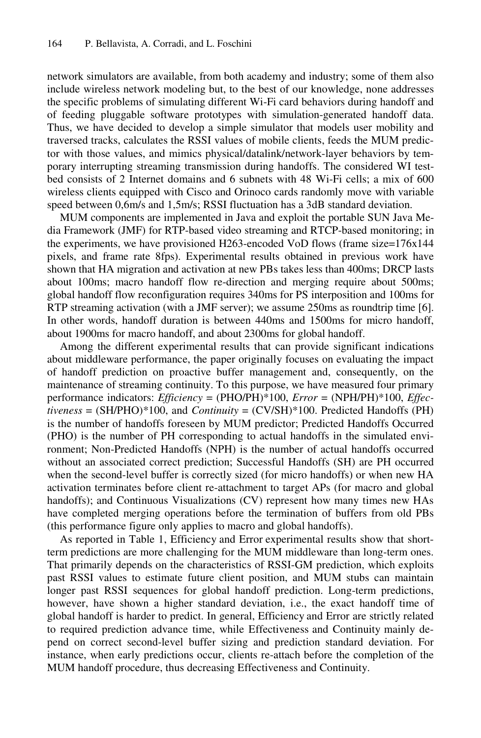network simulators are available, from both academy and industry; some of them also include wireless network modeling but, to the best of our knowledge, none addresses the specific problems of simulating different Wi-Fi card behaviors during handoff and of feeding pluggable software prototypes with simulation-generated handoff data. Thus, we have decided to develop a simple simulator that models user mobility and traversed tracks, calculates the RSSI values of mobile clients, feeds the MUM predictor with those values, and mimics physical/datalink/network-layer behaviors by temporary interrupting streaming transmission during handoffs. The considered WI testbed consists of 2 Internet domains and 6 subnets with 48 Wi-Fi cells; a mix of 600 wireless clients equipped with Cisco and Orinoco cards randomly move with variable speed between 0,6m/s and 1,5m/s; RSSI fluctuation has a 3dB standard deviation.

MUM components are implemented in Java and exploit the portable SUN Java Media Framework (JMF) for RTP-based video streaming and RTCP-based monitoring; in the experiments, we have provisioned H263-encoded VoD flows (frame size=176x144 pixels, and frame rate 8fps). Experimental results obtained in previous work have shown that HA migration and activation at new PBs takes less than 400ms; DRCP lasts about 100ms; macro handoff flow re-direction and merging require about 500ms; global handoff flow reconfiguration requires 340ms for PS interposition and 100ms for RTP streaming activation (with a JMF server); we assume 250ms as roundtrip time [6]. In other words, handoff duration is between 440ms and 1500ms for micro handoff, about 1900ms for macro handoff, and about 2300ms for global handoff.

Among the different experimental results that can provide significant indications about middleware performance, the paper originally focuses on evaluating the impact of handoff prediction on proactive buffer management and, consequently, on the maintenance of streaming continuity. To this purpose, we have measured four primary performance indicators: *Efficiency* = (PHO/PH)*100, *Error* = (NPH/PH)*100, *Effectiveness* = (SH/PHO)*100, and *Continuity* = (CV/SH)*100. Predicted Handoffs (PH) is the number of handoffs foreseen by MUM predictor; Predicted Handoffs Occurred (PHO) is the number of PH corresponding to actual handoffs in the simulated environment; Non-Predicted Handoffs (NPH) is the number of actual handoffs occurred without an associated correct prediction; Successful Handoffs (SH) are PH occurred when the second-level buffer is correctly sized (for micro handoffs) or when new HA activation terminates before client re-attachment to target APs (for macro and global handoffs); and Continuous Visualizations (CV) represent how many times new HAs have completed merging operations before the termination of buffers from old PBs (this performance figure only applies to macro and global handoffs).

As reported in Table 1, Efficiency and Error experimental results show that short-term predictions are more challenging for the MUM middleware than long-term ones. That primarily depends on the characteristics of RSSI-GM prediction, which exploits past RSSI values to estimate future client position, and MUM stubs can maintain longer past RSSI sequences for global handoff prediction. Long-term predictions, however, have shown a higher standard deviation, i.e., the exact handoff time of global handoff is harder to predict. In general, Efficiency and Error are strictly related to required prediction advance time, while Effectiveness and Continuity mainly depend on correct second-level buffer sizing and prediction standard deviation. For instance, when early predictions occur, clients re-attach before the completion of the MUM handoff procedure, thus decreasing Effectiveness and Continuity.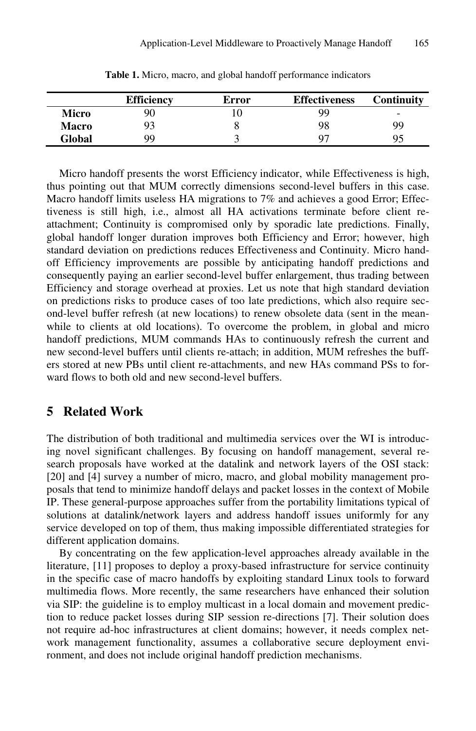**Table 1.** Micro, macro, and global handoff performance indicators

| | Efficiency | Error | Effectiveness | Continuity |
|---|---|---|---|---|
| **Micro** | 90 | 10 | 99 | - |
| **Macro** | 93 | 8 | 98 | 99 |
| **Global** | 99 | 3 | 97 | 95 |

Micro handoff presents the worst Efficiency indicator, while Effectiveness is high, thus pointing out that MUM correctly dimensions second-level buffers in this case. Macro handoff limits useless HA migrations to 7% and achieves a good Error; Effectiveness is still high, i.e., almost all HA activations terminate before client re-attachment; Continuity is compromised only by sporadic late predictions. Finally, global handoff longer duration improves both Efficiency and Error; however, high standard deviation on predictions reduces Effectiveness and Continuity. Micro handoff Efficiency improvements are possible by anticipating handoff predictions and consequently paying an earlier second-level buffer enlargement, thus trading between Efficiency and storage overhead at proxies. Let us note that high standard deviation on predictions risks to produce cases of too late predictions, which also require second-level buffer refresh (at new locations) to renew obsolete data (sent in the meanwhile to clients at old locations). To overcome the problem, in global and micro handoff predictions, MUM commands HAs to continuously refresh the current and new second-level buffers until clients re-attach; in addition, MUM refreshes the buffers stored at new PBs until client re-attachments, and new HAs command PSs to forward flows to both old and new second-level buffers.

## 5 Related Work

The distribution of both traditional and multimedia services over the WI is introducing novel significant challenges. By focusing on handoff management, several research proposals have worked at the datalink and network layers of the OSI stack: [20] and [4] survey a number of micro, macro, and global mobility management proposals that tend to minimize handoff delays and packet losses in the context of Mobile IP. These general-purpose approaches suffer from the portability limitations typical of solutions at datalink/network layers and address handoff issues uniformly for any service developed on top of them, thus making impossible differentiated strategies for different application domains.

By concentrating on the few application-level approaches already available in the literature, [11] proposes to deploy a proxy-based infrastructure for service continuity in the specific case of macro handoffs by exploiting standard Linux tools to forward multimedia flows. More recently, the same researchers have enhanced their solution via SIP: the guideline is to employ multicast in a local domain and movement prediction to reduce packet losses during SIP session re-directions [7]. Their solution does not require ad-hoc infrastructures at client domains; however, it needs complex network management functionality, assumes a collaborative secure deployment environment, and does not include original handoff prediction mechanisms.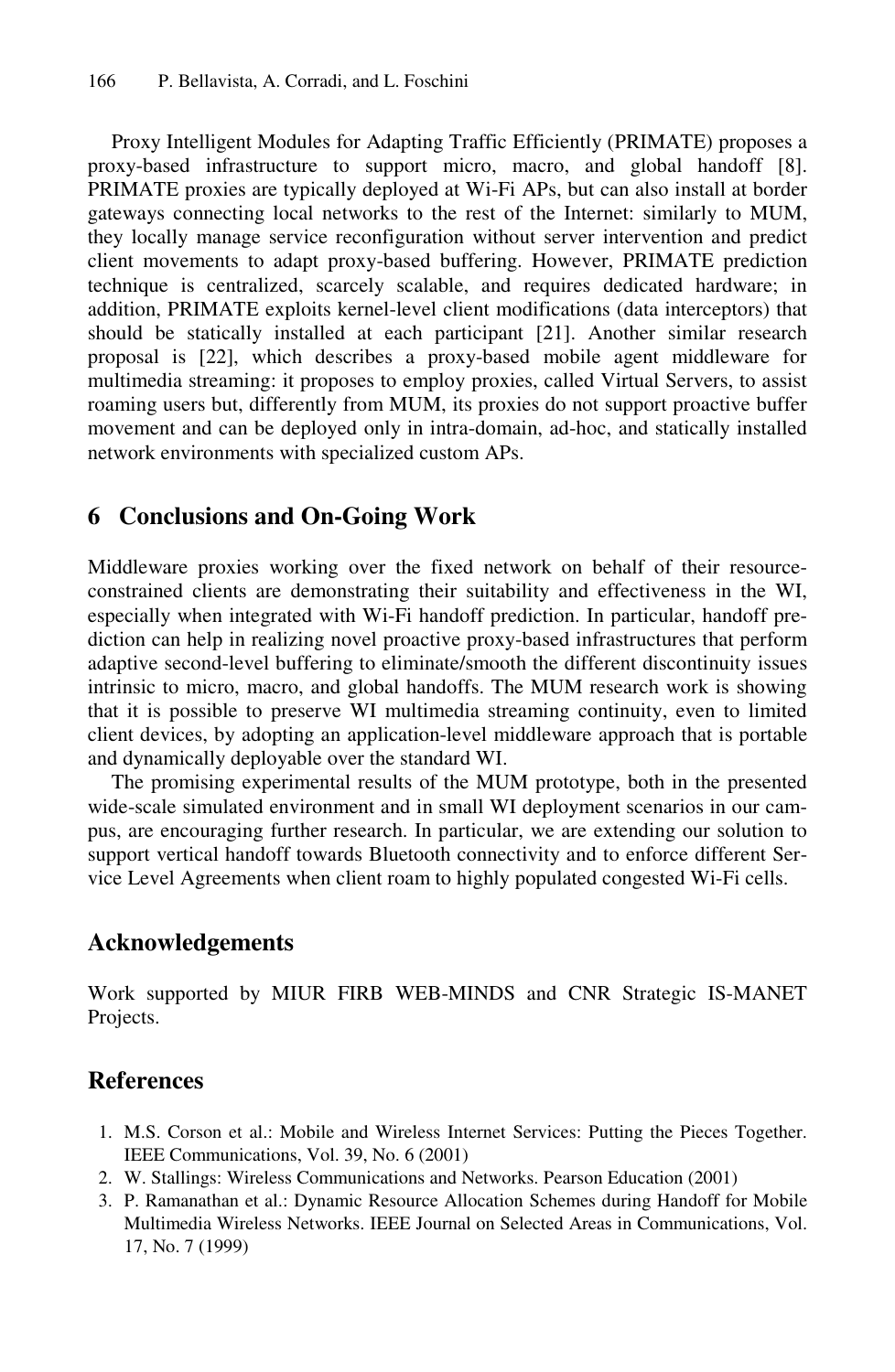Proxy Intelligent Modules for Adapting Traffic Efficiently (PRIMATE) proposes a proxy-based infrastructure to support micro, macro, and global handoff [8]. PRIMATE proxies are typically deployed at Wi-Fi APs, but can also install at border gateways connecting local networks to the rest of the Internet: similarly to MUM, they locally manage service reconfiguration without server intervention and predict client movements to adapt proxy-based buffering. However, PRIMATE prediction technique is centralized, scarcely scalable, and requires dedicated hardware; in addition, PRIMATE exploits kernel-level client modifications (data interceptors) that should be statically installed at each participant [21]. Another similar research proposal is [22], which describes a proxy-based mobile agent middleware for multimedia streaming: it proposes to employ proxies, called Virtual Servers, to assist roaming users but, differently from MUM, its proxies do not support proactive buffer movement and can be deployed only in intra-domain, ad-hoc, and statically installed network environments with specialized custom APs.

## 6 Conclusions and On-Going Work

Middleware proxies working over the fixed network on behalf of their resource-constrained clients are demonstrating their suitability and effectiveness in the WI, especially when integrated with Wi-Fi handoff prediction. In particular, handoff prediction can help in realizing novel proactive proxy-based infrastructures that perform adaptive second-level buffering to eliminate/smooth the different discontinuity issues intrinsic to micro, macro, and global handoffs. The MUM research work is showing that it is possible to preserve WI multimedia streaming continuity, even to limited client devices, by adopting an application-level middleware approach that is portable and dynamically deployable over the standard WI.

The promising experimental results of the MUM prototype, both in the presented wide-scale simulated environment and in small WI deployment scenarios in our campus, are encouraging further research. In particular, we are extending our solution to support vertical handoff towards Bluetooth connectivity and to enforce different Service Level Agreements when client roam to highly populated congested Wi-Fi cells.

## Acknowledgements

Work supported by MIUR FIRB WEB-MINDS and CNR Strategic IS-MANET Projects.

## References

1. M.S. Corson et al.: Mobile and Wireless Internet Services: Putting the Pieces Together. IEEE Communications, Vol. 39, No. 6 (2001)
2. W. Stallings: Wireless Communications and Networks. Pearson Education (2001)
3. P. Ramanathan et al.: Dynamic Resource Allocation Schemes during Handoff for Mobile Multimedia Wireless Networks. IEEE Journal on Selected Areas in Communications, Vol. 17, No. 7 (1999)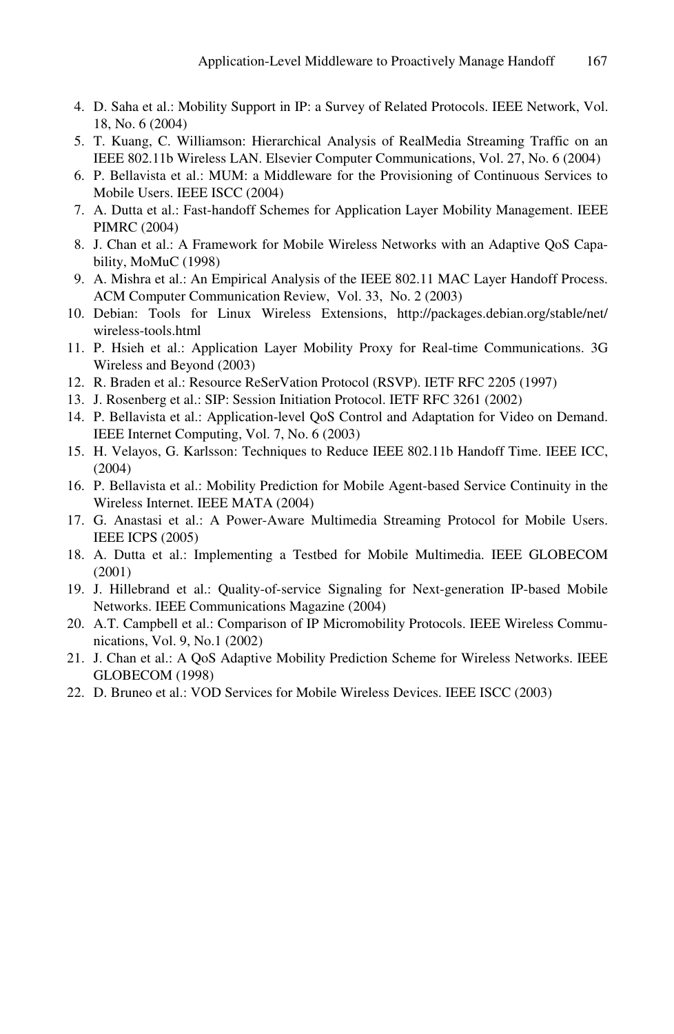4. D. Saha et al.: Mobility Support in IP: a Survey of Related Protocols. IEEE Network, Vol. 18, No. 6 (2004)
5. T. Kuang, C. Williamson: Hierarchical Analysis of RealMedia Streaming Traffic on an IEEE 802.11b Wireless LAN. Elsevier Computer Communications, Vol. 27, No. 6 (2004)
6. P. Bellavista et al.: MUM: a Middleware for the Provisioning of Continuous Services to Mobile Users. IEEE ISCC (2004)
7. A. Dutta et al.: Fast-handoff Schemes for Application Layer Mobility Management. IEEE PIMRC (2004)
8. J. Chan et al.: A Framework for Mobile Wireless Networks with an Adaptive QoS Capability, MoMuC (1998)
9. A. Mishra et al.: An Empirical Analysis of the IEEE 802.11 MAC Layer Handoff Process. ACM Computer Communication Review, Vol. 33, No. 2 (2003)
10. Debian: Tools for Linux Wireless Extensions, http://packages.debian.org/stable/net/wireless-tools.html
11. P. Hsieh et al.: Application Layer Mobility Proxy for Real-time Communications. 3G Wireless and Beyond (2003)
12. R. Braden et al.: Resource ReSerVation Protocol (RSVP). IETF RFC 2205 (1997)
13. J. Rosenberg et al.: SIP: Session Initiation Protocol. IETF RFC 3261 (2002)
14. P. Bellavista et al.: Application-level QoS Control and Adaptation for Video on Demand. IEEE Internet Computing, Vol. 7, No. 6 (2003)
15. H. Velayos, G. Karlsson: Techniques to Reduce IEEE 802.11b Handoff Time. IEEE ICC, (2004)
16. P. Bellavista et al.: Mobility Prediction for Mobile Agent-based Service Continuity in the Wireless Internet. IEEE MATA (2004)
17. G. Anastasi et al.: A Power-Aware Multimedia Streaming Protocol for Mobile Users. IEEE ICPS (2005)
18. A. Dutta et al.: Implementing a Testbed for Mobile Multimedia. IEEE GLOBECOM (2001)
19. J. Hillebrand et al.: Quality-of-service Signaling for Next-generation IP-based Mobile Networks. IEEE Communications Magazine (2004)
20. A.T. Campbell et al.: Comparison of IP Micromobility Protocols. IEEE Wireless Communications, Vol. 9, No.1 (2002)
21. J. Chan et al.: A QoS Adaptive Mobility Prediction Scheme for Wireless Networks. IEEE GLOBECOM (1998)
22. D. Bruneo et al.: VOD Services for Mobile Wireless Devices. IEEE ISCC (2003)